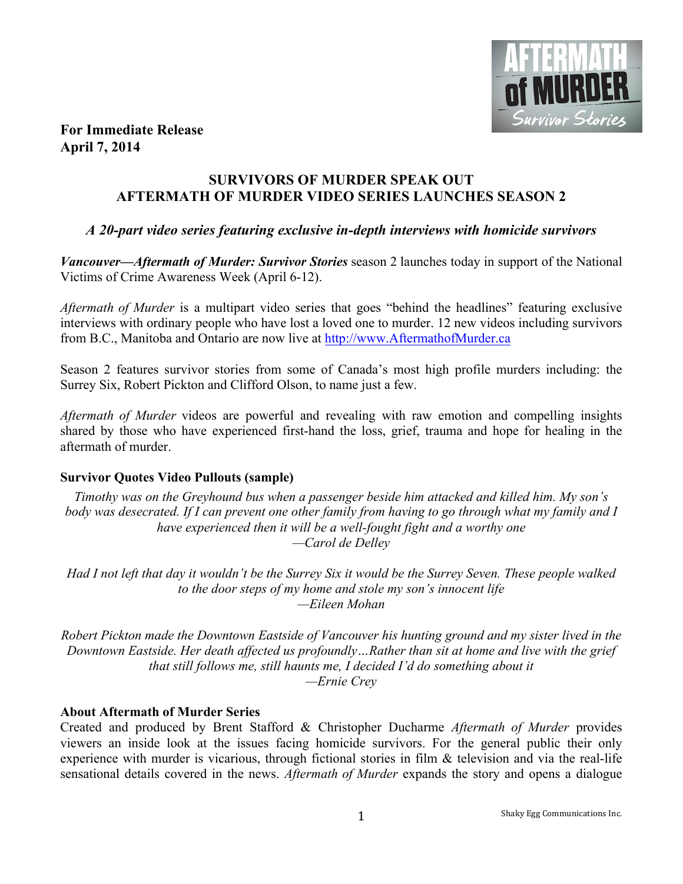**For Immediate Release**
**April 7, 2014**

## SURVIVORS OF MURDER SPEAK OUT
## AFTERMATH OF MURDER VIDEO SERIES LAUNCHES SEASON 2

***A 20-part video series featuring exclusive in-depth interviews with homicide survivors***

***Vancouver—Aftermath of Murder: Survivor Stories*** season 2 launches today in support of the National Victims of Crime Awareness Week (April 6-12).

*Aftermath of Murder* is a multipart video series that goes "behind the headlines" featuring exclusive interviews with ordinary people who have lost a loved one to murder. 12 new videos including survivors from B.C., Manitoba and Ontario are now live at http://www.AftermathofMurder.ca

Season 2 features survivor stories from some of Canada's most high profile murders including: the Surrey Six, Robert Pickton and Clifford Olson, to name just a few.

*Aftermath of Murder* videos are powerful and revealing with raw emotion and compelling insights shared by those who have experienced first-hand the loss, grief, trauma and hope for healing in the aftermath of murder.

**Survivor Quotes Video Pullouts (sample)**

*Timothy was on the Greyhound bus when a passenger beside him attacked and killed him. My son's body was desecrated. If I can prevent one other family from having to go through what my family and I have experienced then it will be a well-fought fight and a worthy one*
*—Carol de Delley*

*Had I not left that day it wouldn't be the Surrey Six it would be the Surrey Seven. These people walked to the door steps of my home and stole my son's innocent life*
*—Eileen Mohan*

*Robert Pickton made the Downtown Eastside of Vancouver his hunting ground and my sister lived in the Downtown Eastside. Her death affected us profoundly…Rather than sit at home and live with the grief that still follows me, still haunts me, I decided I'd do something about it*
*—Ernie Crey*

**About Aftermath of Murder Series**

Created and produced by Brent Stafford & Christopher Ducharme *Aftermath of Murder* provides viewers an inside look at the issues facing homicide survivors. For the general public their only experience with murder is vicarious, through fictional stories in film & television and via the real-life sensational details covered in the news. *Aftermath of Murder* expands the story and opens a dialogue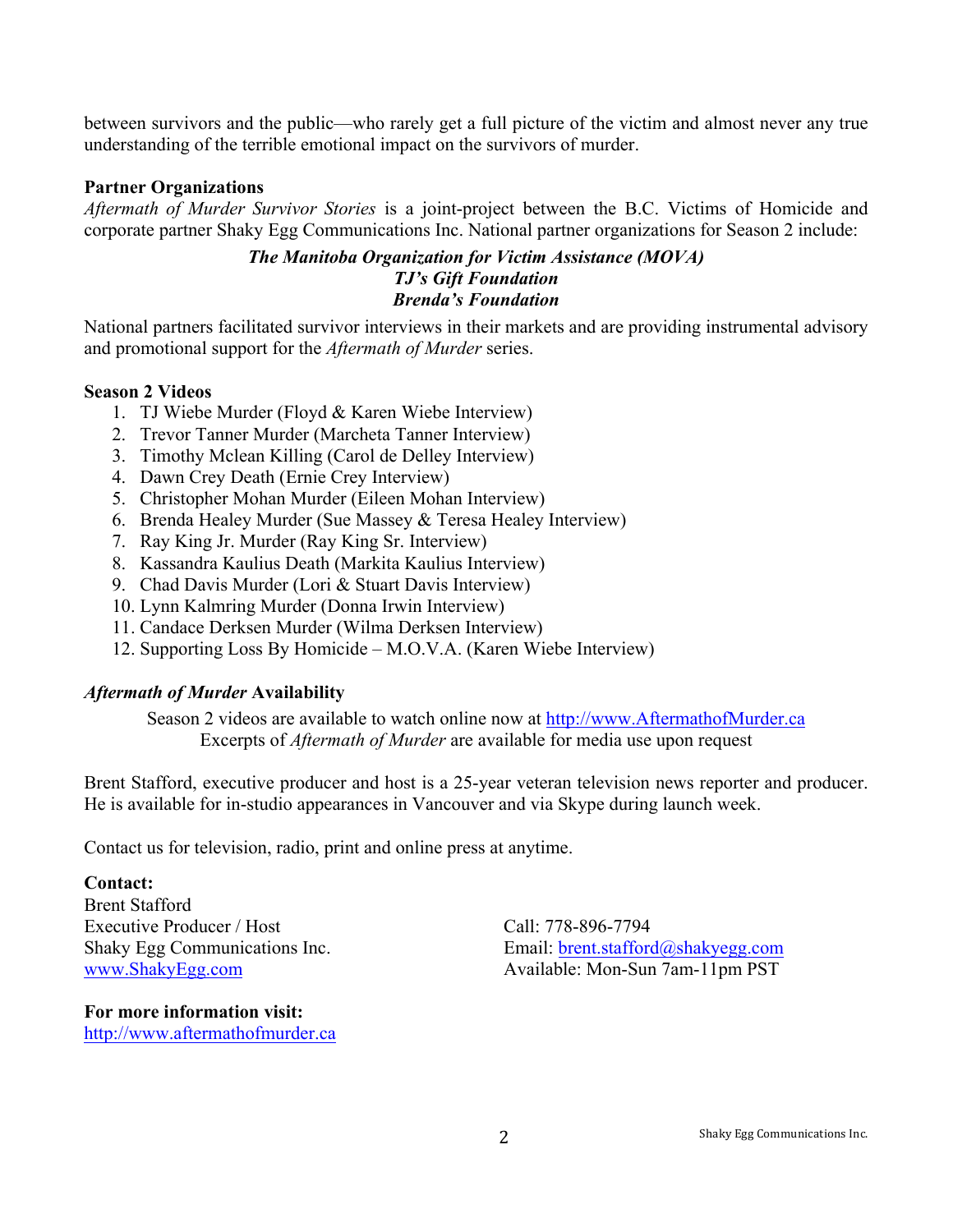between survivors and the public—who rarely get a full picture of the victim and almost never any true understanding of the terrible emotional impact on the survivors of murder.

**Partner Organizations**

*Aftermath of Murder Survivor Stories* is a joint-project between the B.C. Victims of Homicide and corporate partner Shaky Egg Communications Inc. National partner organizations for Season 2 include:

***The Manitoba Organization for Victim Assistance (MOVA)***
***TJ's Gift Foundation***
***Brenda's Foundation***

National partners facilitated survivor interviews in their markets and are providing instrumental advisory and promotional support for the *Aftermath of Murder* series.

**Season 2 Videos**

1. TJ Wiebe Murder (Floyd & Karen Wiebe Interview)
2. Trevor Tanner Murder (Marcheta Tanner Interview)
3. Timothy Mclean Killing (Carol de Delley Interview)
4. Dawn Crey Death (Ernie Crey Interview)
5. Christopher Mohan Murder (Eileen Mohan Interview)
6. Brenda Healey Murder (Sue Massey & Teresa Healey Interview)
7. Ray King Jr. Murder (Ray King Sr. Interview)
8. Kassandra Kaulius Death (Markita Kaulius Interview)
9. Chad Davis Murder (Lori & Stuart Davis Interview)
10. Lynn Kalmring Murder (Donna Irwin Interview)
11. Candace Derksen Murder (Wilma Derksen Interview)
12. Supporting Loss By Homicide – M.O.V.A. (Karen Wiebe Interview)

***Aftermath of Murder* Availability**

Season 2 videos are available to watch online now at http://www.AftermathofMurder.ca
Excerpts of *Aftermath of Murder* are available for media use upon request

Brent Stafford, executive producer and host is a 25-year veteran television news reporter and producer. He is available for in-studio appearances in Vancouver and via Skype during launch week.

Contact us for television, radio, print and online press at anytime.

**Contact:**
Brent Stafford
Executive Producer / Host
Shaky Egg Communications Inc.
www.ShakyEgg.com

Call: 778-896-7794
Email: brent.stafford@shakyegg.com
Available: Mon-Sun 7am-11pm PST

**For more information visit:**
http://www.aftermathofmurder.ca